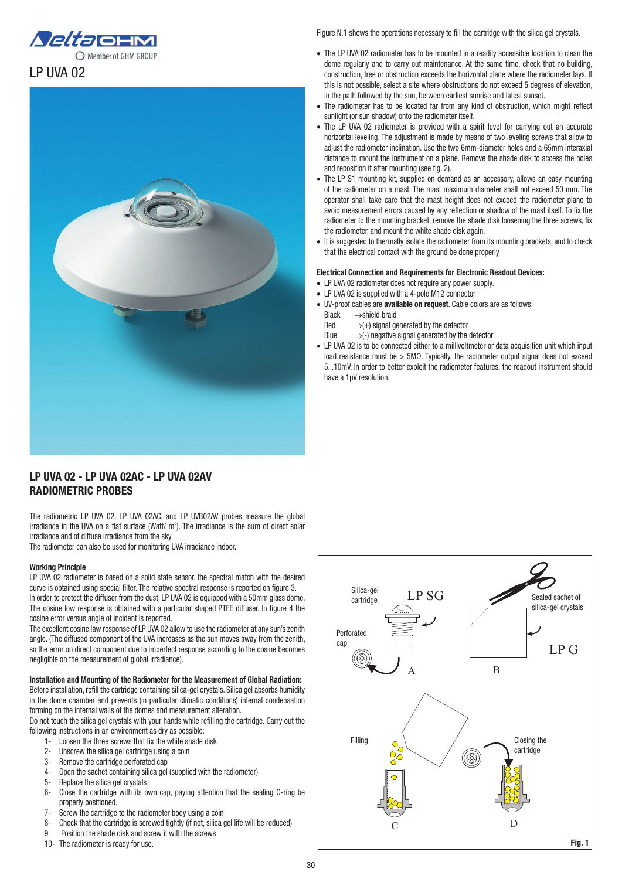# LP UVA 02

## LP UVA 02 - LP UVA 02AC - LP UVA 02AV RADIOMETRIC PROBES

The radiometric LP UVA 02, LP UVA 02AC, and LP UVB02AV probes measure the global irradiance in the UVA on a flat surface (Watt/ m$^2$). The irradiance is the sum of direct solar irradiance and of diffuse irradiance from the sky.

The radiometer can also be used for monitoring UVA irradiance indoor.

### Working Principle

LP UVA 02 radiometer is based on a solid state sensor, the spectral match with the desired curve is obtained using special filter. The relative spectral response is reported on figure 3.

In order to protect the diffuser from the dust, LP UVA 02 is equipped with a 50mm glass dome. The cosine low response is obtained with a particular shaped PTFE diffuser. In figure 4 the cosine error versus angle of incident is reported.

The excellent cosine law response of LP UVA 02 allow to use the radiometer at any sun's zenith angle. (The diffused component of the UVA increases as the sun moves away from the zenith, so the error on direct component due to imperfect response according to the cosine becomes negligible on the measurement of global irradiance).

### Installation and Mounting of the Radiometer for the Measurement of Global Radiation:

Before installation, refill the cartridge containing silica-gel crystals. Silica gel absorbs humidity in the dome chamber and prevents (in particular climatic conditions) internal condensation forming on the internal walls of the domes and measurement alteration.

Do not touch the silica gel crystals with your hands while refilling the cartridge. Carry out the following instructions in an environment as dry as possible:

1- Loosen the three screws that fix the white shade disk
2- Unscrew the silica gel cartridge using a coin
3- Remove the cartridge perforated cap
4- Open the sachet containing silica gel (supplied with the radiometer)
5- Replace the silica gel crystals
6- Close the cartridge with its own cap, paying attention that the sealing O-ring be properly positioned.
7- Screw the cartridge to the radiometer body using a coin
8- Check that the cartridge is screwed tightly (if not, silica gel life will be reduced)
9 Position the shade disk and screw it with the screws
10- The radiometer is ready for use.

Figure N.1 shows the operations necessary to fill the cartridge with the silica gel crystals.

- The LP UVA 02 radiometer has to be mounted in a readily accessible location to clean the dome regularly and to carry out maintenance. At the same time, check that no building, construction, tree or obstruction exceeds the horizontal plane where the radiometer lays. If this is not possible, select a site where obstructions do not exceed 5 degrees of elevation, in the path followed by the sun, between earliest sunrise and latest sunset.
- The radiometer has to be located far from any kind of obstruction, which might reflect sunlight (or sun shadow) onto the radiometer itself.
- The LP UVA 02 radiometer is provided with a spirit level for carrying out an accurate horizontal leveling. The adjustment is made by means of two leveling screws that allow to adjust the radiometer inclination. Use the two 6mm-diameter holes and a 65mm interaxial distance to mount the instrument on a plane. Remove the shade disk to access the holes and reposition it after mounting (see fig. 2).
- The LP S1 mounting kit, supplied on demand as an accessory, allows an easy mounting of the radiometer on a mast. The mast maximum diameter shall not exceed 50 mm. The operator shall take care that the mast height does not exceed the radiometer plane to avoid measurement errors caused by any reflection or shadow of the mast itself. To fix the radiometer to the mounting bracket, remove the shade disk loosening the three screws, fix the radiometer, and mount the white shade disk again.
- It is suggested to thermally isolate the radiometer from its mounting brackets, and to check that the electrical contact with the ground be done properly

### Electrical Connection and Requirements for Electronic Readout Devices:

- LP UVA 02 radiometer does not require any power supply.
- LP UVA 02 is supplied with a 4-pole M12 connector
- UV-proof cables are **available on request**. Cable colors are as follows:
  - Black →shield braid
  - Red →(+) signal generated by the detector
  - Blue →(-) negative signal generated by the detector
- LP UVA 02 is to be connected either to a millivoltmeter or data acquisition unit which input load resistance must be > 5MΩ. Typically, the radiometer output signal does not exceed 5...10mV. In order to better exploit the radiometer features, the readout instrument should have a 1µV resolution.

Fig. 1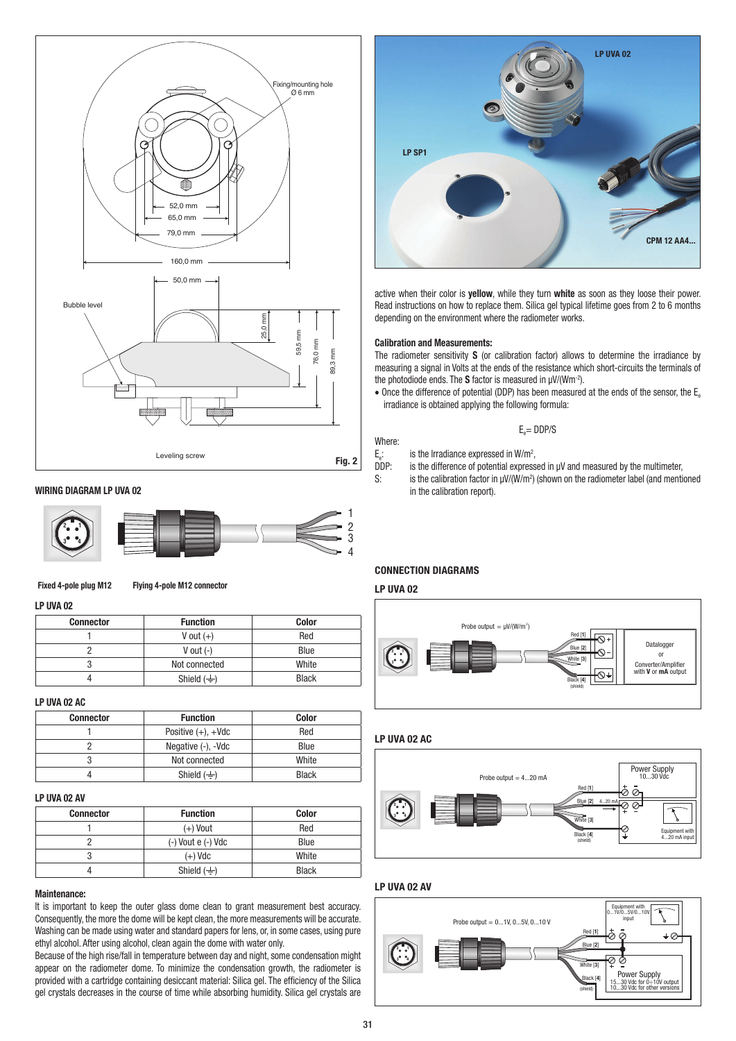Fig. 2

## WIRING DIAGRAM LP UVA 02

Fixed 4-pole plug M12 | Flying 4-pole M12 connector

### LP UVA 02

| Connector | Function | Color |
|---|---|---|
| 1 | V out (+) | Red |
| 2 | V out (-) | Blue |
| 3 | Not connected | White |
| 4 | Shield (⏚) | Black |

### LP UVA 02 AC

| Connector | Function | Color |
|---|---|---|
| 1 | Positive (+), +Vdc | Red |
| 2 | Negative (-), -Vdc | Blue |
| 3 | Not connected | White |
| 4 | Shield (⏚) | Black |

### LP UVA 02 AV

| Connector | Function | Color |
|---|---|---|
| 1 | (+) Vout | Red |
| 2 | (-) Vout e (-) Vdc | Blue |
| 3 | (+) Vdc | White |
| 4 | Shield (⏚) | Black |

### Maintenance:

It is important to keep the outer glass dome clean to grant measurement best accuracy. Consequently, the more the dome will be kept clean, the more measurements will be accurate. Washing can be made using water and standard papers for lens, or, in some cases, using pure ethyl alcohol. After using alcohol, clean again the dome with water only.

Because of the high rise/fall in temperature between day and night, some condensation might appear on the radiometer dome. To minimize the condensation growth, the radiometer is provided with a cartridge containing desiccant material: Silica gel. The efficiency of the Silica gel crystals decreases in the course of time while absorbing humidity. Silica gel crystals are active when their color is **yellow**, while they turn **white** as soon as they loose their power. Read instructions on how to replace them. Silica gel typical lifetime goes from 2 to 6 months depending on the environment where the radiometer works.

### Calibration and Measurements:

The radiometer sensitivity **S** (or calibration factor) allows to determine the irradiance by measuring a signal in Volts at the ends of the resistance which short-circuits the terminals of the photodiode ends. The **S** factor is measured in μV/(Wm$^{-2}$).

- Once the difference of potential (DDP) has been measured at the ends of the sensor, the $E_e$ irradiance is obtained applying the following formula:

$$E_e = DDP/S$$

Where:

- $E_e$: is the Irradiance expressed in W/m$^2$,
- DDP: is the difference of potential expressed in μV and measured by the multimeter,
- S: is the calibration factor in μV/(W/m$^2$) (shown on the radiometer label (and mentioned in the calibration report).

## CONNECTION DIAGRAMS

### LP UVA 02

### LP UVA 02 AC

### LP UVA 02 AV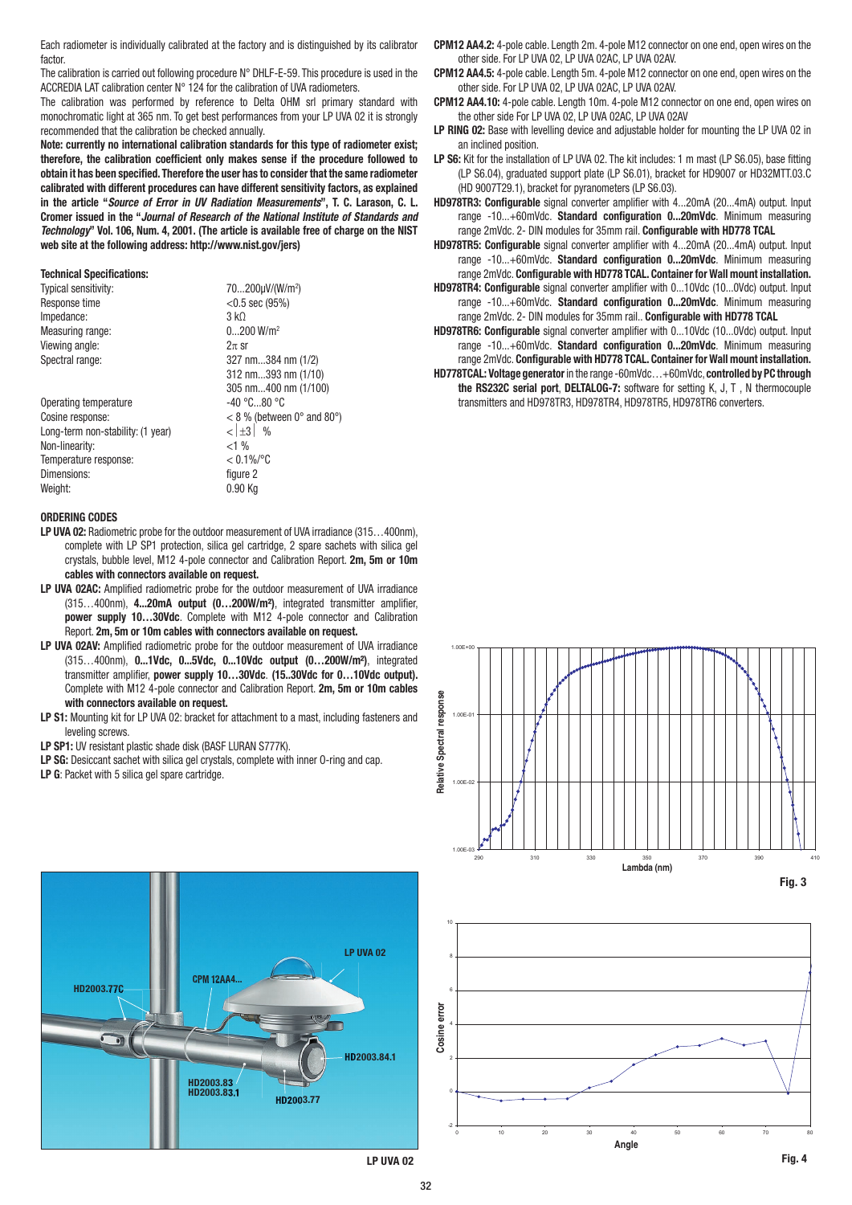Each radiometer is individually calibrated at the factory and is distinguished by its calibrator factor.

The calibration is carried out following procedure N° DHLF-E-59. This procedure is used in the ACCREDIA LAT calibration center N° 124 for the calibration of UVA radiometers.

The calibration was performed by reference to Delta OHM srl primary standard with monochromatic light at 365 nm. To get best performances from your LP UVA 02 it is strongly recommended that the calibration be checked annually.

**Note: currently no international calibration standards for this type of radiometer exist; therefore, the calibration coefficient only makes sense if the procedure followed to obtain it has been specified. Therefore the user has to consider that the same radiometer calibrated with different procedures can have different sensitivity factors, as explained in the article "*Source of Error in UV Radiation Measurements*", T. C. Larason, C. L. Cromer issued in the "*Journal of Research of the National Institute of Standards and Technology*" Vol. 106, Num. 4, 2001. (The article is available free of charge on the NIST web site at the following address: http://www.nist.gov/jers)**

**Technical Specifications:**

| | |
|---|---|
| Typical sensitivity: | 70...200μV/(W/m²) |
| Response time | <0.5 sec (95%) |
| Impedance: | 3 kΩ |
| Measuring range: | 0...200 W/m² |
| Viewing angle: | 2π sr |
| Spectral range: | 327 nm...384 nm (1/2)<br>312 nm...393 nm (1/10)<br>305 nm...400 nm (1/100) |
| Operating temperature | -40 °C...80 °C |
| Cosine response: | < 8 % (between 0° and 80°) |
| Long-term non-stability: (1 year) | < \|±3\| % |
| Non-linearity: | <1 % |
| Temperature response: | < 0.1%/°C |
| Dimensions: | figure 2 |
| Weight: | 0.90 Kg |

**ORDERING CODES**

- **LP UVA 02:** Radiometric probe for the outdoor measurement of UVA irradiance (315…400nm), complete with LP SP1 protection, silica gel cartridge, 2 spare sachets with silica gel crystals, bubble level, M12 4-pole connector and Calibration Report. **2m, 5m or 10m cables with connectors available on request.**
- **LP UVA 02AC:** Amplified radiometric probe for the outdoor measurement of UVA irradiance (315…400nm), **4...20mA output (0…200W/m²)**, integrated transmitter amplifier, **power supply 10…30Vdc**. Complete with M12 4-pole connector and Calibration Report. **2m, 5m or 10m cables with connectors available on request.**
- **LP UVA 02AV:** Amplified radiometric probe for the outdoor measurement of UVA irradiance (315…400nm), **0...1Vdc, 0...5Vdc, 0...10Vdc output (0…200W/m²)**, integrated transmitter amplifier, **power supply 10…30Vdc**. **(15..30Vdc for 0…10Vdc output).** Complete with M12 4-pole connector and Calibration Report. **2m, 5m or 10m cables with connectors available on request.**
- **LP S1:** Mounting kit for LP UVA 02: bracket for attachment to a mast, including fasteners and leveling screws.
- **LP SP1:** UV resistant plastic shade disk (BASF LURAN S777K).
- **LP SG:** Desiccant sachet with silica gel crystals, complete with inner O-ring and cap.
- **LP G**: Packet with 5 silica gel spare cartridge.
- **CPM12 AA4.2:** 4-pole cable. Length 2m. 4-pole M12 connector on one end, open wires on the other side. For LP UVA 02, LP UVA 02AC, LP UVA 02AV.
- **CPM12 AA4.5:** 4-pole cable. Length 5m. 4-pole M12 connector on one end, open wires on the other side. For LP UVA 02, LP UVA 02AC, LP UVA 02AV.
- **CPM12 AA4.10:** 4-pole cable. Length 10m. 4-pole M12 connector on one end, open wires on the other side For LP UVA 02, LP UVA 02AC, LP UVA 02AV
- **LP RING 02:** Base with levelling device and adjustable holder for mounting the LP UVA 02 in an inclined position.
- **LP S6:** Kit for the installation of LP UVA 02. The kit includes: 1 m mast (LP S6.05), base fitting (LP S6.04), graduated support plate (LP S6.01), bracket for HD9007 or HD32MTT.03.C (HD 9007T29.1), bracket for pyranometers (LP S6.03).
- **HD978TR3: Configurable** signal converter amplifier with 4...20mA (20...4mA) output. Input range -10...+60mVdc. **Standard configuration 0...20mVdc**. Minimum measuring range 2mVdc. 2- DIN modules for 35mm rail. **Configurable with HD778 TCAL**
- **HD978TR5: Configurable** signal converter amplifier with 4...20mA (20...4mA) output. Input range -10...+60mVdc. **Standard configuration 0...20mVdc**. Minimum measuring range 2mVdc. **Configurable with HD778 TCAL. Container for Wall mount installation.**
- **HD978TR4: Configurable** signal converter amplifier with 0...10Vdc (10...0Vdc) output. Input range -10...+60mVdc. **Standard configuration 0...20mVdc**. Minimum measuring range 2mVdc. 2- DIN modules for 35mm rail.. **Configurable with HD778 TCAL**
- **HD978TR6: Configurable** signal converter amplifier with 0...10Vdc (10...0Vdc) output. Input range -10...+60mVdc. **Standard configuration 0...20mVdc**. Minimum measuring range 2mVdc. **Configurable with HD778 TCAL. Container for Wall mount installation.**
- **HD778TCAL: Voltage generator** in the range -60mVdc…+60mVdc, **controlled by PC through the RS232C serial port**, **DELTALOG-7:** software for setting K, J, T , N thermocouple transmitters and HD978TR3, HD978TR4, HD978TR5, HD978TR6 converters.

Relative Spectral response
1.00E+00
1.00E-01
1.00E-02
1.00E-03
290 310 330 350 370 390 410
Lambda (nm)

**Fig. 3**

HD2003.77C
CPM 12AA4...
LP UVA 02
HD2003.84.1
HD2003.83
HD2003.83.1
HD2003.77

LP UVA 02

Cosine error
10 8 6 4 2 0 -2
0 10 20 30 40 50 60 70 80
Angle

**Fig. 4**